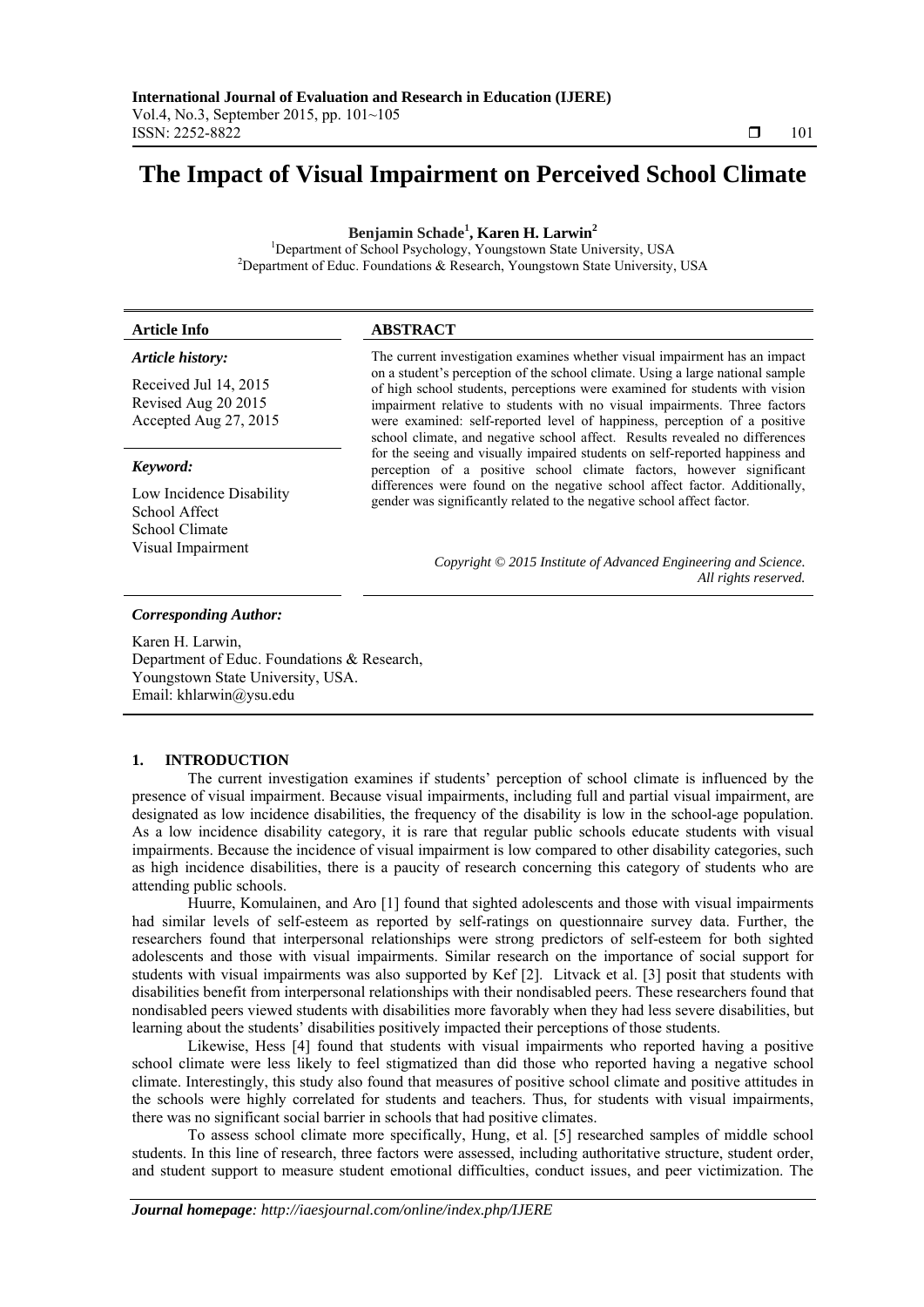# The Impact of Visual Impairment on Perceived School Climate

**Benjamin Schade[1], Karen H. Larwin[2]**

[1]Department of School Psychology, Youngstown State University, USA
[2]Department of Educ. Foundations & Research, Youngstown State University, USA

**Article Info**

*Article history:*

Received Jul 14, 2015
Revised Aug 20 2015
Accepted Aug 27, 2015

*Keyword:*

Low Incidence Disability
School Affect
School Climate
Visual Impairment

**ABSTRACT**

The current investigation examines whether visual impairment has an impact on a student's perception of the school climate. Using a large national sample of high school students, perceptions were examined for students with vision impairment relative to students with no visual impairments. Three factors were examined: self-reported level of happiness, perception of a positive school climate, and negative school affect. Results revealed no differences for the seeing and visually impaired students on self-reported happiness and perception of a positive school climate factors, however significant differences were found on the negative school affect factor. Additionally, gender was significantly related to the negative school affect factor.

*Copyright © 2015 Institute of Advanced Engineering and Science. All rights reserved.*

*Corresponding Author:*

Karen H. Larwin,
Department of Educ. Foundations & Research,
Youngstown State University, USA.
Email: khlarwin@ysu.edu

## 1. INTRODUCTION

The current investigation examines if students' perception of school climate is influenced by the presence of visual impairment. Because visual impairments, including full and partial visual impairment, are designated as low incidence disabilities, the frequency of the disability is low in the school-age population. As a low incidence disability category, it is rare that regular public schools educate students with visual impairments. Because the incidence of visual impairment is low compared to other disability categories, such as high incidence disabilities, there is a paucity of research concerning this category of students who are attending public schools.

Huurre, Komulainen, and Aro [1] found that sighted adolescents and those with visual impairments had similar levels of self-esteem as reported by self-ratings on questionnaire survey data. Further, the researchers found that interpersonal relationships were strong predictors of self-esteem for both sighted adolescents and those with visual impairments. Similar research on the importance of social support for students with visual impairments was also supported by Kef [2]. Litvack et al. [3] posit that students with disabilities benefit from interpersonal relationships with their nondisabled peers. These researchers found that nondisabled peers viewed students with disabilities more favorably when they had less severe disabilities, but learning about the students' disabilities positively impacted their perceptions of those students.

Likewise, Hess [4] found that students with visual impairments who reported having a positive school climate were less likely to feel stigmatized than did those who reported having a negative school climate. Interestingly, this study also found that measures of positive school climate and positive attitudes in the schools were highly correlated for students and teachers. Thus, for students with visual impairments, there was no significant social barrier in schools that had positive climates.

To assess school climate more specifically, Hung, et al. [5] researched samples of middle school students. In this line of research, three factors were assessed, including authoritative structure, student order, and student support to measure student emotional difficulties, conduct issues, and peer victimization. The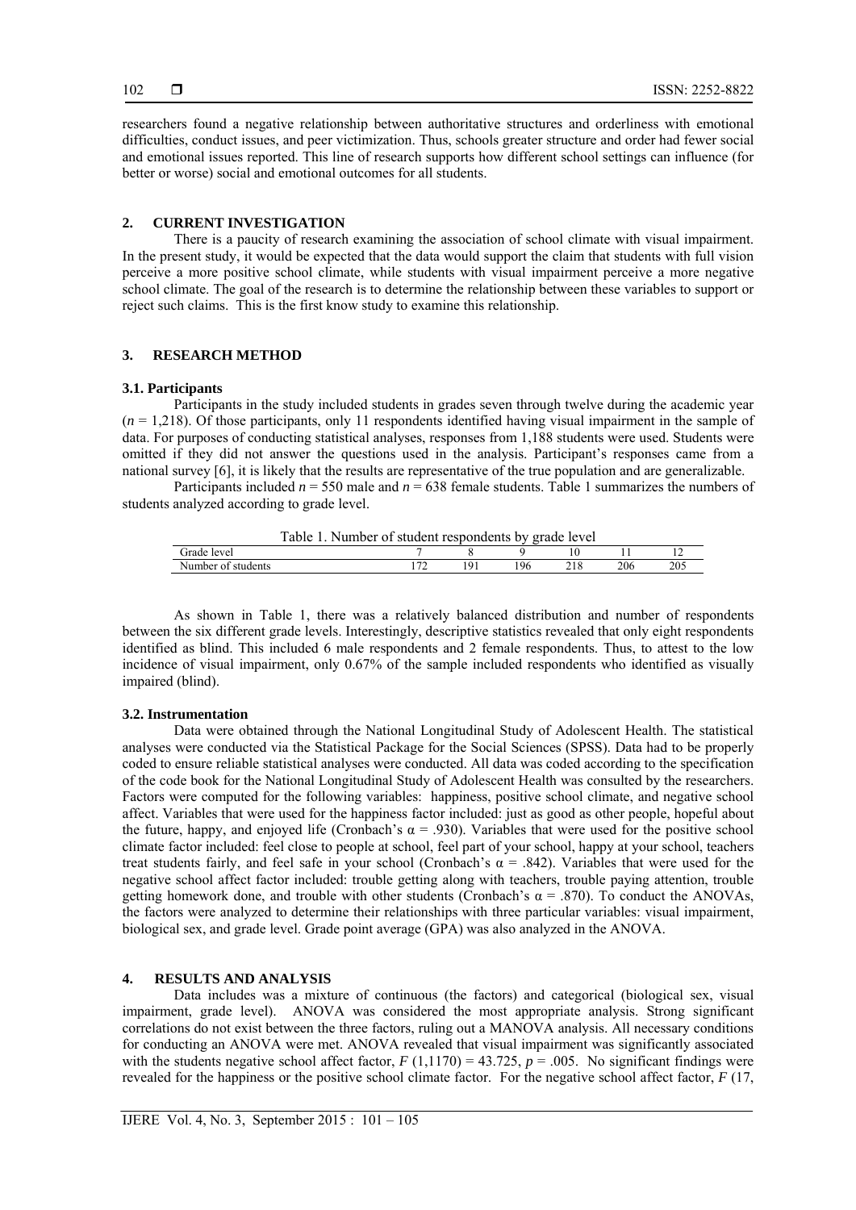researchers found a negative relationship between authoritative structures and orderliness with emotional difficulties, conduct issues, and peer victimization. Thus, schools greater structure and order had fewer social and emotional issues reported. This line of research supports how different school settings can influence (for better or worse) social and emotional outcomes for all students.

## 2. CURRENT INVESTIGATION

There is a paucity of research examining the association of school climate with visual impairment. In the present study, it would be expected that the data would support the claim that students with full vision perceive a more positive school climate, while students with visual impairment perceive a more negative school climate. The goal of the research is to determine the relationship between these variables to support or reject such claims. This is the first know study to examine this relationship.

## 3. RESEARCH METHOD

### 3.1. Participants

Participants in the study included students in grades seven through twelve during the academic year ($n$ = 1,218). Of those participants, only 11 respondents identified having visual impairment in the sample of data. For purposes of conducting statistical analyses, responses from 1,188 students were used. Students were omitted if they did not answer the questions used in the analysis. Participant's responses came from a national survey [6], it is likely that the results are representative of the true population and are generalizable.

Participants included $n$ = 550 male and $n$ = 638 female students. Table 1 summarizes the numbers of students analyzed according to grade level.

Table 1. Number of student respondents by grade level

| Grade level | 7 | 8 | 9 | 10 | 11 | 12 |
|---|---|---|---|---|---|---|
| Number of students | 172 | 191 | 196 | 218 | 206 | 205 |

As shown in Table 1, there was a relatively balanced distribution and number of respondents between the six different grade levels. Interestingly, descriptive statistics revealed that only eight respondents identified as blind. This included 6 male respondents and 2 female respondents. Thus, to attest to the low incidence of visual impairment, only 0.67% of the sample included respondents who identified as visually impaired (blind).

### 3.2. Instrumentation

Data were obtained through the National Longitudinal Study of Adolescent Health. The statistical analyses were conducted via the Statistical Package for the Social Sciences (SPSS). Data had to be properly coded to ensure reliable statistical analyses were conducted. All data was coded according to the specification of the code book for the National Longitudinal Study of Adolescent Health was consulted by the researchers. Factors were computed for the following variables: happiness, positive school climate, and negative school affect. Variables that were used for the happiness factor included: just as good as other people, hopeful about the future, happy, and enjoyed life (Cronbach's $\alpha$ = .930). Variables that were used for the positive school climate factor included: feel close to people at school, feel part of your school, happy at your school, teachers treat students fairly, and feel safe in your school (Cronbach's $\alpha$ = .842). Variables that were used for the negative school affect factor included: trouble getting along with teachers, trouble paying attention, trouble getting homework done, and trouble with other students (Cronbach's $\alpha$ = .870). To conduct the ANOVAs, the factors were analyzed to determine their relationships with three particular variables: visual impairment, biological sex, and grade level. Grade point average (GPA) was also analyzed in the ANOVA.

## 4. RESULTS AND ANALYSIS

Data includes was a mixture of continuous (the factors) and categorical (biological sex, visual impairment, grade level). ANOVA was considered the most appropriate analysis. Strong significant correlations do not exist between the three factors, ruling out a MANOVA analysis. All necessary conditions for conducting an ANOVA were met. ANOVA revealed that visual impairment was significantly associated with the students negative school affect factor, $F$ (1,1170) = 43.725, $p$ = .005. No significant findings were revealed for the happiness or the positive school climate factor. For the negative school affect factor, $F$ (17,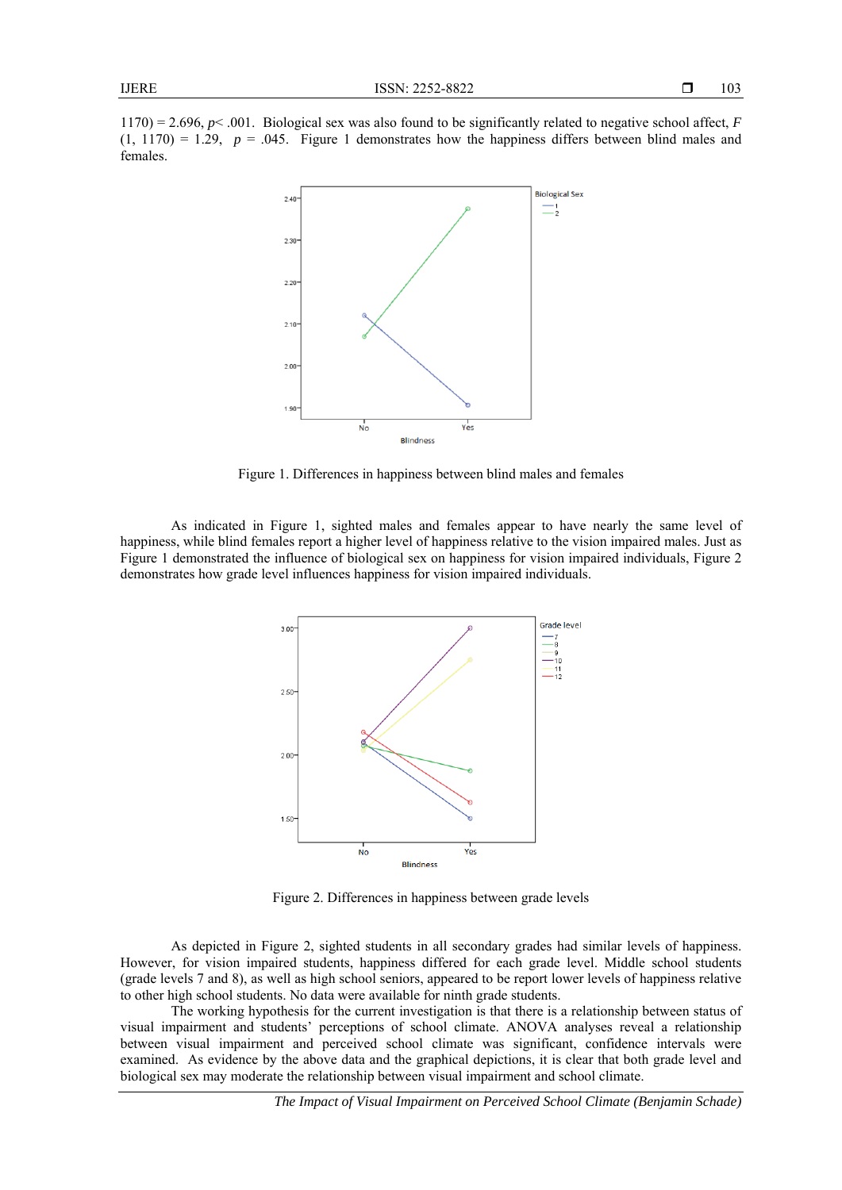1170) = 2.696, $p < .001$. Biological sex was also found to be significantly related to negative school affect, $F$ (1, 1170) = 1.29, $p = .045$. Figure 1 demonstrates how the happiness differs between blind males and females.

Figure 1. Differences in happiness between blind males and females

As indicated in Figure 1, sighted males and females appear to have nearly the same level of happiness, while blind females report a higher level of happiness relative to the vision impaired males. Just as Figure 1 demonstrated the influence of biological sex on happiness for vision impaired individuals, Figure 2 demonstrates how grade level influences happiness for vision impaired individuals.

Figure 2. Differences in happiness between grade levels

As depicted in Figure 2, sighted students in all secondary grades had similar levels of happiness. However, for vision impaired students, happiness differed for each grade level. Middle school students (grade levels 7 and 8), as well as high school seniors, appeared to be report lower levels of happiness relative to other high school students. No data were available for ninth grade students.

The working hypothesis for the current investigation is that there is a relationship between status of visual impairment and students' perceptions of school climate. ANOVA analyses reveal a relationship between visual impairment and perceived school climate was significant, confidence intervals were examined. As evidence by the above data and the graphical depictions, it is clear that both grade level and biological sex may moderate the relationship between visual impairment and school climate.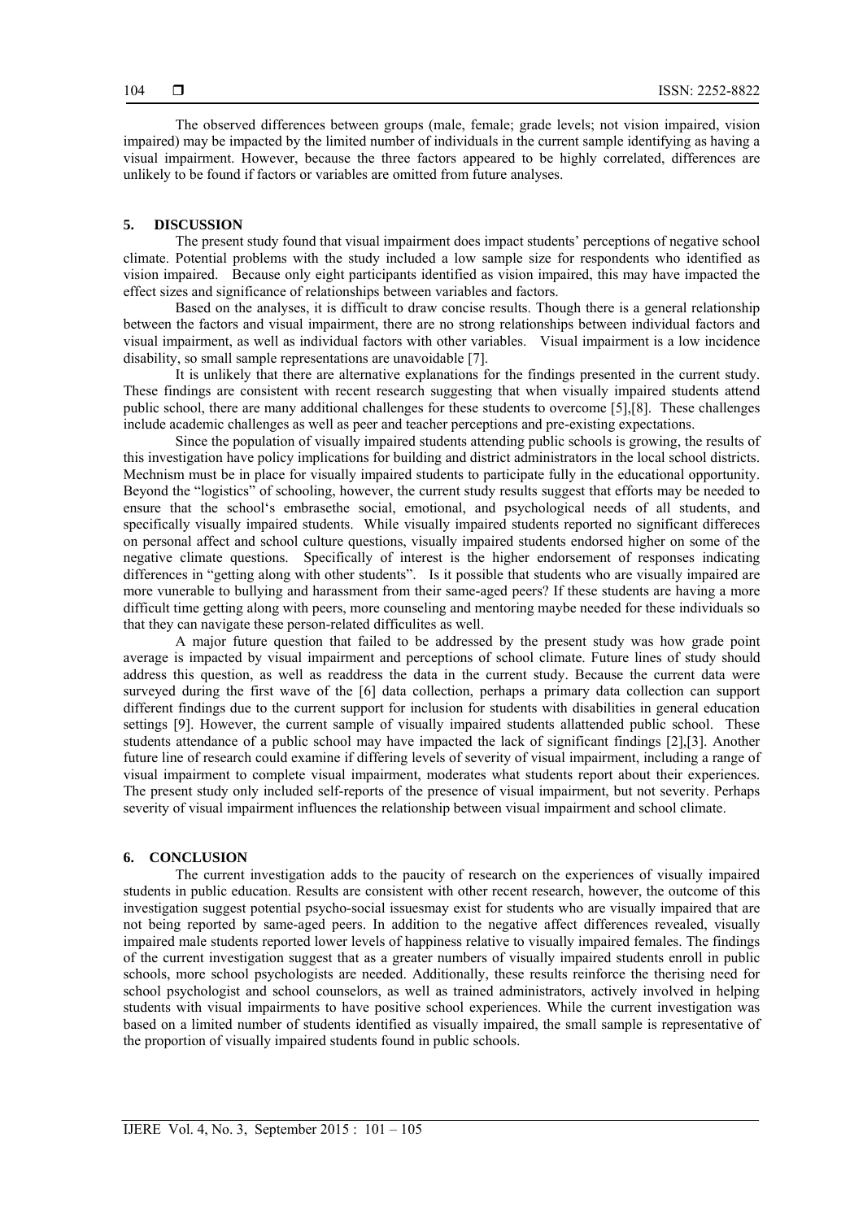The observed differences between groups (male, female; grade levels; not vision impaired, vision impaired) may be impacted by the limited number of individuals in the current sample identifying as having a visual impairment. However, because the three factors appeared to be highly correlated, differences are unlikely to be found if factors or variables are omitted from future analyses.

## 5. DISCUSSION

The present study found that visual impairment does impact students' perceptions of negative school climate. Potential problems with the study included a low sample size for respondents who identified as vision impaired. Because only eight participants identified as vision impaired, this may have impacted the effect sizes and significance of relationships between variables and factors.

Based on the analyses, it is difficult to draw concise results. Though there is a general relationship between the factors and visual impairment, there are no strong relationships between individual factors and visual impairment, as well as individual factors with other variables. Visual impairment is a low incidence disability, so small sample representations are unavoidable [7].

It is unlikely that there are alternative explanations for the findings presented in the current study. These findings are consistent with recent research suggesting that when visually impaired students attend public school, there are many additional challenges for these students to overcome [5],[8]. These challenges include academic challenges as well as peer and teacher perceptions and pre-existing expectations.

Since the population of visually impaired students attending public schools is growing, the results of this investigation have policy implications for building and district administrators in the local school districts. Mechnism must be in place for visually impaired students to participate fully in the educational opportunity. Beyond the "logistics" of schooling, however, the current study results suggest that efforts may be needed to ensure that the school's embrasethe social, emotional, and psychological needs of all students, and specifically visually impaired students. While visually impaired students reported no significant differeces on personal affect and school culture questions, visually impaired students endorsed higher on some of the negative climate questions. Specifically of interest is the higher endorsement of responses indicating differences in "getting along with other students". Is it possible that students who are visually impaired are more vunerable to bullying and harassment from their same-aged peers? If these students are having a more difficult time getting along with peers, more counseling and mentoring maybe needed for these individuals so that they can navigate these person-related difficulites as well.

A major future question that failed to be addressed by the present study was how grade point average is impacted by visual impairment and perceptions of school climate. Future lines of study should address this question, as well as readdress the data in the current study. Because the current data were surveyed during the first wave of the [6] data collection, perhaps a primary data collection can support different findings due to the current support for inclusion for students with disabilities in general education settings [9]. However, the current sample of visually impaired students allattended public school. These students attendance of a public school may have impacted the lack of significant findings [2],[3]. Another future line of research could examine if differing levels of severity of visual impairment, including a range of visual impairment to complete visual impairment, moderates what students report about their experiences. The present study only included self-reports of the presence of visual impairment, but not severity. Perhaps severity of visual impairment influences the relationship between visual impairment and school climate.

## 6. CONCLUSION

The current investigation adds to the paucity of research on the experiences of visually impaired students in public education. Results are consistent with other recent research, however, the outcome of this investigation suggest potential psycho-social issuesmay exist for students who are visually impaired that are not being reported by same-aged peers. In addition to the negative affect differences revealed, visually impaired male students reported lower levels of happiness relative to visually impaired females. The findings of the current investigation suggest that as a greater numbers of visually impaired students enroll in public schools, more school psychologists are needed. Additionally, these results reinforce the therising need for school psychologist and school counselors, as well as trained administrators, actively involved in helping students with visual impairments to have positive school experiences. While the current investigation was based on a limited number of students identified as visually impaired, the small sample is representative of the proportion of visually impaired students found in public schools.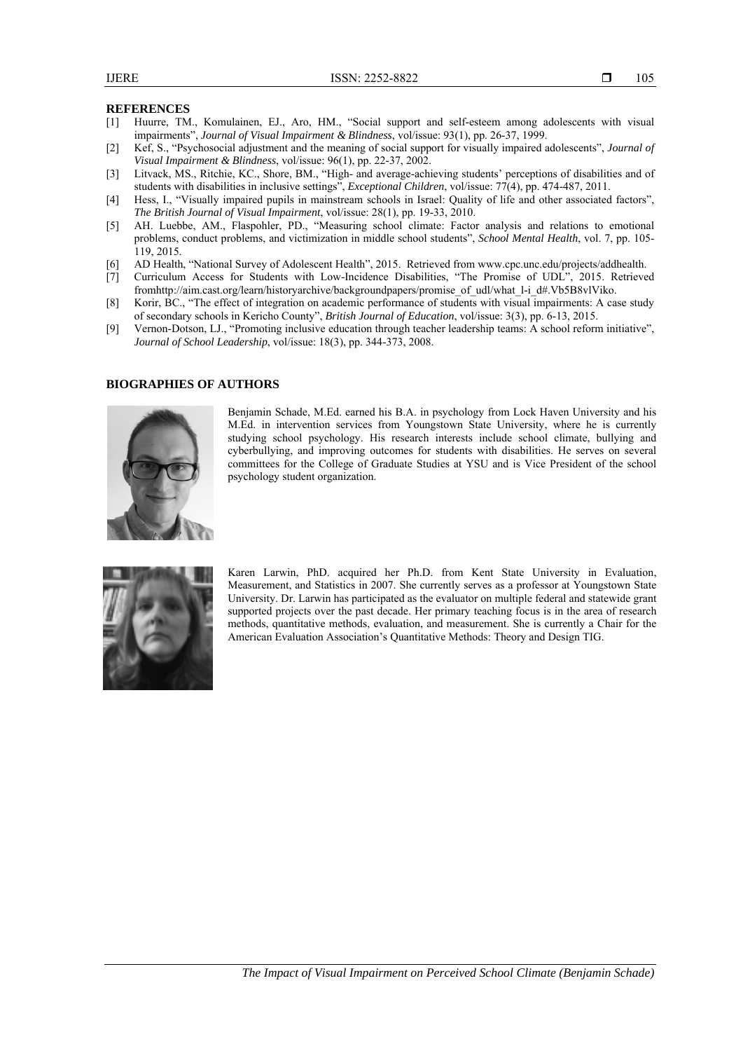## REFERENCES

[1] Huurre, TM., Komulainen, EJ., Aro, HM., "Social support and self-esteem among adolescents with visual impairments", *Journal of Visual Impairment & Blindness*, vol/issue: 93(1), pp. 26-37, 1999.

[2] Kef, S., "Psychosocial adjustment and the meaning of social support for visually impaired adolescents", *Journal of Visual Impairment & Blindness*, vol/issue: 96(1), pp. 22-37, 2002.

[3] Litvack, MS., Ritchie, KC., Shore, BM., "High- and average-achieving students' perceptions of disabilities and of students with disabilities in inclusive settings", *Exceptional Children*, vol/issue: 77(4), pp. 474-487, 2011.

[4] Hess, I., "Visually impaired pupils in mainstream schools in Israel: Quality of life and other associated factors", *The British Journal of Visual Impairment*, vol/issue: 28(1), pp. 19-33, 2010.

[5] AH. Luebbe, AM., Flaspohler, PD., "Measuring school climate: Factor analysis and relations to emotional problems, conduct problems, and victimization in middle school students", *School Mental Health*, vol. 7, pp. 105-119, 2015.

[6] AD Health, "National Survey of Adolescent Health", 2015. Retrieved from www.cpc.unc.edu/projects/addhealth.

[7] Curriculum Access for Students with Low-Incidence Disabilities, "The Promise of UDL", 2015. Retrieved fromhttp://aim.cast.org/learn/historyarchive/backgroundpapers/promise_of_udl/what_l-i_d#.Vb5B8vlViko.

[8] Korir, BC., "The effect of integration on academic performance of students with visual impairments: A case study of secondary schools in Kericho County", *British Journal of Education*, vol/issue: 3(3), pp. 6-13, 2015.

[9] Vernon-Dotson, LJ., "Promoting inclusive education through teacher leadership teams: A school reform initiative", *Journal of School Leadership*, vol/issue: 18(3), pp. 344-373, 2008.

## BIOGRAPHIES OF AUTHORS

Benjamin Schade, M.Ed. earned his B.A. in psychology from Lock Haven University and his M.Ed. in intervention services from Youngstown State University, where he is currently studying school psychology. His research interests include school climate, bullying and cyberbullying, and improving outcomes for students with disabilities. He serves on several committees for the College of Graduate Studies at YSU and is Vice President of the school psychology student organization.

Karen Larwin, PhD. acquired her Ph.D. from Kent State University in Evaluation, Measurement, and Statistics in 2007. She currently serves as a professor at Youngstown State University. Dr. Larwin has participated as the evaluator on multiple federal and statewide grant supported projects over the past decade. Her primary teaching focus is in the area of research methods, quantitative methods, evaluation, and measurement. She is currently a Chair for the American Evaluation Association's Quantitative Methods: Theory and Design TIG.